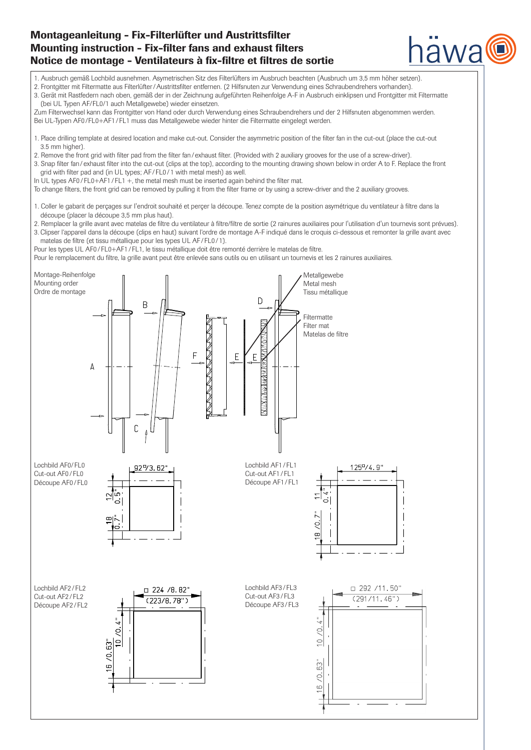# Montageanleitung - Fix-Filterlüfter und Austrittsfilter
# Mounting instruction - Fix-filter fans and exhaust filters
# Notice de montage - Ventilateurs à fix-filtre et filtres de sortie

1. Ausbruch gemäß Lochbild ausnehmen. Asymetrischen Sitz des Filterlüfters im Ausbruch beachten (Ausbruch um 3,5 mm höher setzen).
2. Frontgitter mit Filtermatte aus Filterlüfter / Austrittsfilter entfernen. (2 Hilfsnuten zur Verwendung eines Schraubendrehers vorhanden).
3. Gerät mit Rastfedern nach oben, gemäß der in der Zeichnung aufgeführten Reihenfolge A-F in Ausbruch einklipsen und Frontgitter mit Filtermatte (bei UL Typen AF/FL0/1 auch Metallgewebe) wieder einsetzen.

Zum Filterwechsel kann das Frontgitter von Hand oder durch Verwendung eines Schraubendrehers und der 2 Hilfsnuten abgenommen werden.
Bei UL-Typen AF0/FL0+AF1/FL1 muss das Metallgewebe wieder hinter die Filtermatte eingelegt werden.

1. Place drilling template at desired location and make cut-out. Consider the asymmetric position of the filter fan in the cut-out (place the cut-out 3.5 mm higher).
2. Remove the front grid with filter pad from the filter fan / exhaust filter. (Provided with 2 auxiliary grooves for the use of a screw-driver).
3. Snap filter fan / exhaust filter into the cut-out (clips at the top), according to the mounting drawing shown below in order A to F. Replace the front grid with filter pad and (in UL types; AF/FL0/1 with metal mesh) as well.

In UL types AF0/FL0+AF1/FL1 +, the metal mesh must be inserted again behind the filter mat.
To change filters, the front grid can be removed by pulling it from the filter frame or by using a screw-driver and the 2 auxiliary grooves.

1. Coller le gabarit de perçages sur l'endroit souhaité et perçer la découpe. Tenez compte de la position asymétrique du ventilateur à filtre dans la découpe (placer la découpe 3,5 mm plus haut).
2. Remplacer la grille avant avec matelas de filtre du ventilateur à filtre/filtre de sortie (2 rainures auxiliaires pour l'utilisation d'un tournevis sont prévues).
3. Clipser l'appareil dans la découpe (clips en haut) suivant l'ordre de montage A-F indiqué dans le croquis ci-dessous et remonter la grille avant avec matelas de filtre (et tissu métallique pour les types UL AF/FL0/1).

Pour les types UL AF0/FL0+AF1/FL1, le tissu métallique doit être remonté derrière le matelas de filtre.
Pour le remplacement du filtre, la grille avant peut être enlevée sans outils ou en utilisant un tournevis et les 2 rainures auxiliaires.

Montage-Reihenfolge
Mounting order
Ordre de montage

A, B, C, D, E, F

Metallgewebe
Metal mesh
Tissu métallique

Filtermatte
Filter mat
Matelas de filtre

Lochbild AF0/FL0
Cut-out AF0/FL0
Découpe AF0/FL0

92□/3.62"; 12/0.5"; 18/0.7"

Lochbild AF1/FL1
Cut-out AF1/FL1
Découpe AF1/FL1

125□/4.9"; 11/0.4"; 18/0.7"

Lochbild AF2/FL2
Cut-out AF2/FL2
Découpe AF2/FL2

□ 224 /8.82" (223/8.78"); 10 /0.4"; 16 /0.63"

Lochbild AF3/FL3
Cut-out AF3/FL3
Découpe AF3/FL3

□ 292 /11.50" (291/11.46"); 10 /0.4"; 16 /0.63"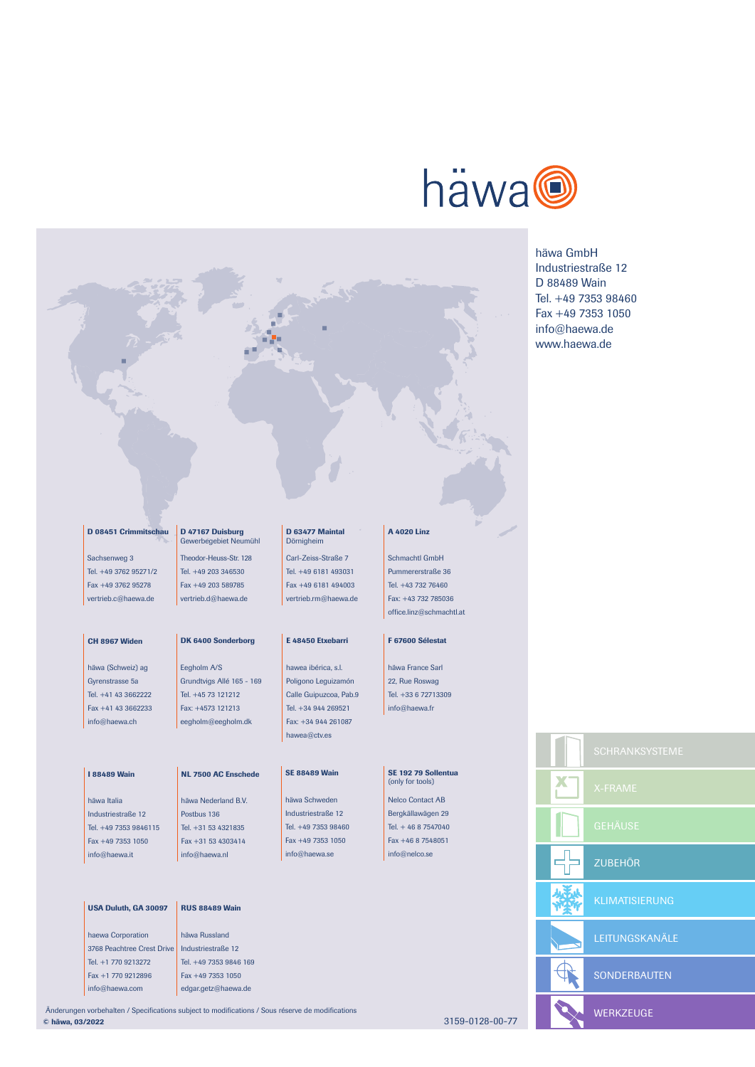häwa GmbH
Industriestraße 12
D 88489 Wain
Tel. +49 7353 98460
Fax +49 7353 1050
info@haewa.de
www.haewa.de

**D 08451 Crimmitschau**

Sachsenweg 3
Tel. +49 3762 95271/2
Fax +49 3762 95278
vertrieb.c@haewa.de

**D 47167 Duisburg**
Gewerbegebiet Neumühl

Theodor-Heuss-Str. 128
Tel. +49 203 346530
Fax +49 203 589785
vertrieb.d@haewa.de

**D 63477 Maintal**
Dörnigheim

Carl-Zeiss-Straße 7
Tel. +49 6181 493031
Fax +49 6181 494003
vertrieb.rm@haewa.de

**A 4020 Linz**

Schmachtl GmbH
Pummererstraße 36
Tel. +43 732 76460
Fax: +43 732 785036
office.linz@schmachtl.at

**CH 8967 Widen**

häwa (Schweiz) ag
Gyrenstrasse 5a
Tel. +41 43 3662222
Fax +41 43 3662233
info@haewa.ch

**DK 6400 Sonderborg**

Eegholm A/S
Grundtvigs Allé 165 - 169
Tel. +45 73 121212
Fax: +4573 121213
eegholm@eegholm.dk

**E 48450 Etxebarri**

hawea ibérica, s.l.
Poligono Leguizamón
Calle Guipuzcoa, Pab.9
Tel. +34 944 269521
Fax: +34 944 261087
hawea@ctv.es

**F 67600 Sélestat**

häwa France Sarl
22, Rue Roswag
Tel. +33 6 72713309
info@haewa.fr

**I 88489 Wain**

häwa Italia
Industriestraße 12
Tel. +49 7353 9846115
Fax +49 7353 1050
info@haewa.it

**NL 7500 AC Enschede**

häwa Nederland B.V.
Postbus 136
Tel. +31 53 4321835
Fax +31 53 4303414
info@haewa.nl

**SE 88489 Wain**

häwa Schweden
Industriestraße 12
Tel. +49 7353 98460
Fax +49 7353 1050
info@haewa.se

**SE 192 79 Sollentua**
(only for tools)

Nelco Contact AB
Bergkällawägen 29
Tel. + 46 8 7547040
Fax +46 8 7548051
info@nelco.se

**USA Duluth, GA 30097**

haewa Corporation
3768 Peachtree Crest Drive
Tel. +1 770 9213272
Fax +1 770 9212896
info@haewa.com

**RUS 88489 Wain**

häwa Russland
Industriestraße 12
Tel. +49 7353 9846 169
Fax +49 7353 1050
edgar.getz@haewa.de

- SCHRANKSYSTEME
- X-FRAME
- GEHÄUSE
- ZUBEHÖR
- KLIMATISIERUNG
- LEITUNGSKANÄLE
- SONDERBAUTEN
- WERKZEUGE

Änderungen vorbehalten / Specifications subject to modifications / Sous réserve de modifications
**© häwa, 03/2022**

3159-0128-00-77